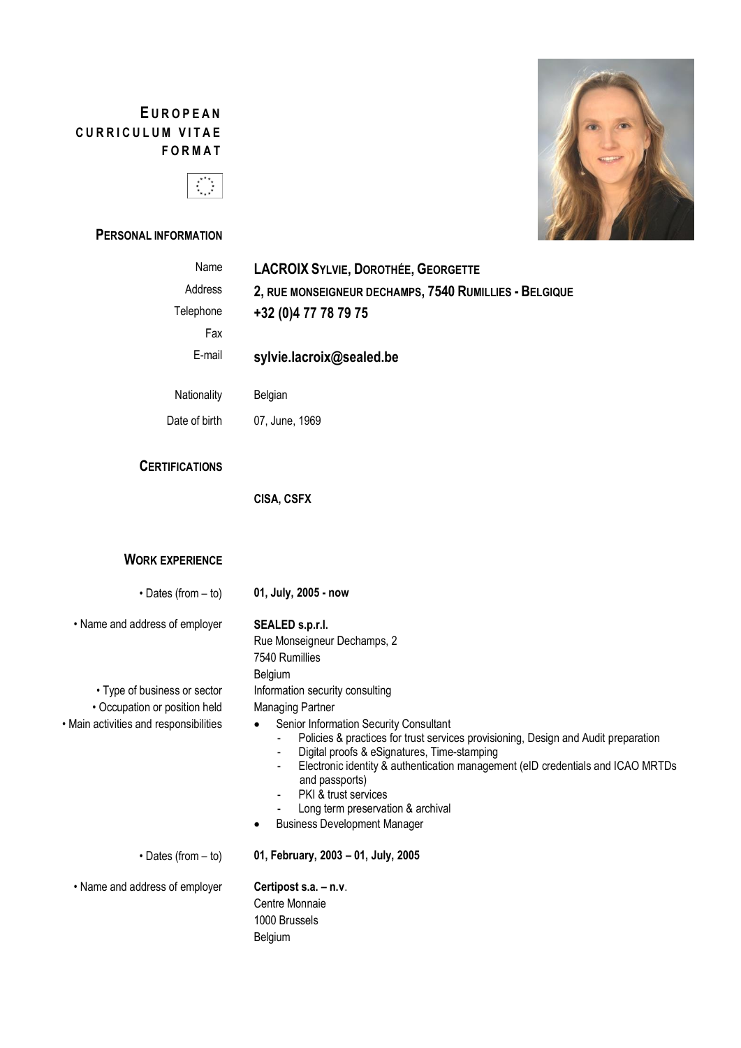# EUROPEAN CURRICULUM VITAE FORMAT

## PERSONAL INFORMATION

| | |
|---|---|
| Name | **LACROIX SYLVIE, DOROTHÉE, GEORGETTE** |
| Address | **2, RUE MONSEIGNEUR DECHAMPS, 7540 RUMILLIES - BELGIQUE** |
| Telephone | **+32 (0)4 77 78 79 75** |
| Fax | |
| E-mail | **sylvie.lacroix@sealed.be** |
| Nationality | Belgian |
| Date of birth | 07, June, 1969 |

## CERTIFICATIONS

**CISA, CSFX**

## WORK EXPERIENCE

• Dates (from – to): **01, July, 2005 - now**

• Name and address of employer: **SEALED s.p.r.l.**
Rue Monseigneur Dechamps, 2
7540 Rumillies
Belgium

• Type of business or sector: Information security consulting

• Occupation or position held: Managing Partner

• Main activities and responsibilities:

- Senior Information Security Consultant
  - Policies & practices for trust services provisioning, Design and Audit preparation
  - Digital proofs & eSignatures, Time-stamping
  - Electronic identity & authentication management (eID credentials and ICAO MRTDs and passports)
  - PKI & trust services
  - Long term preservation & archival
- Business Development Manager

• Dates (from – to): **01, February, 2003 – 01, July, 2005**

• Name and address of employer: **Certipost s.a. – n.v**.
Centre Monnaie
1000 Brussels
Belgium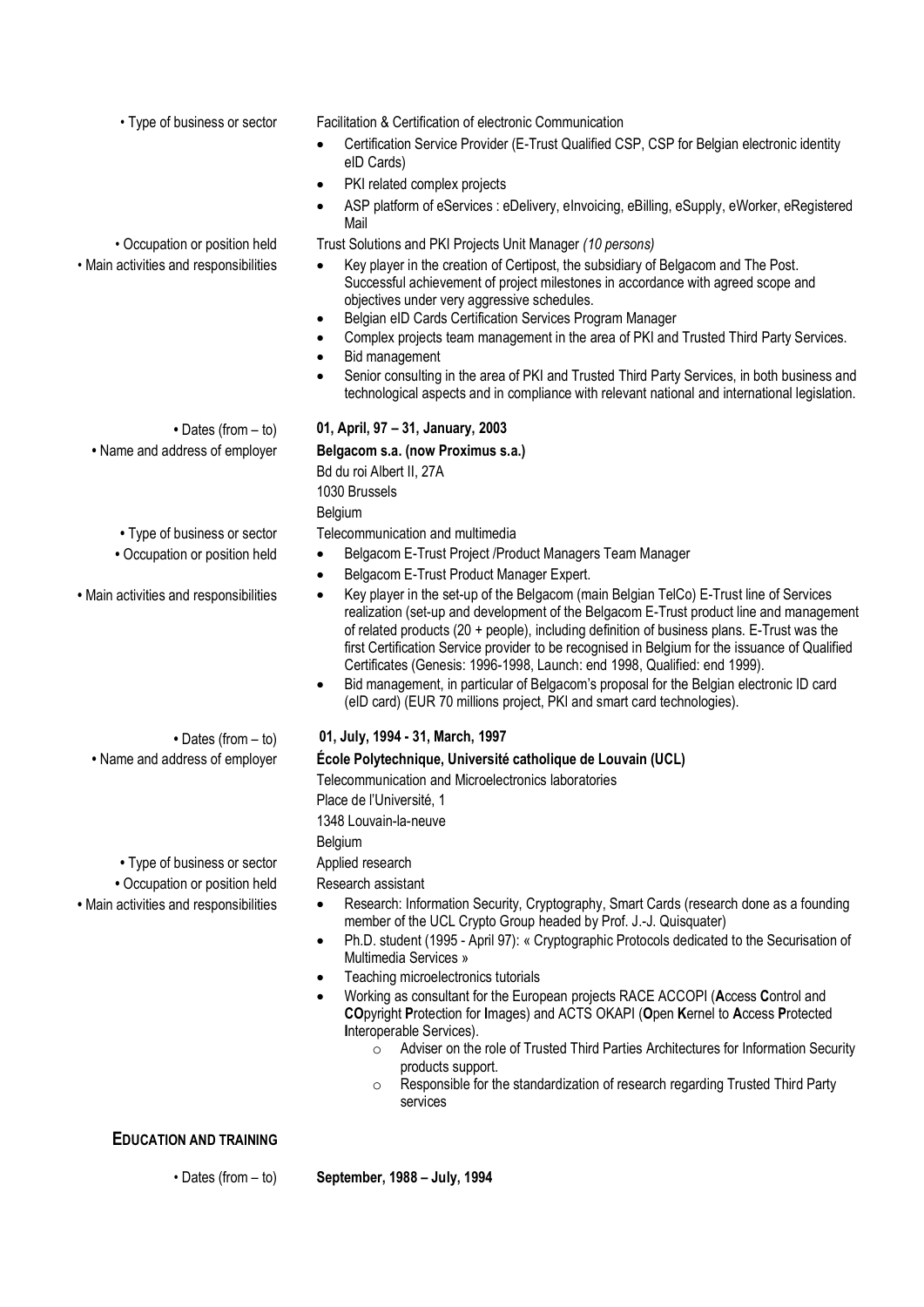• Type of business or sector: Facilitation & Certification of electronic Communication

- Certification Service Provider (E-Trust Qualified CSP, CSP for Belgian electronic identity eID Cards)
- PKI related complex projects
- ASP platform of eServices : eDelivery, eInvoicing, eBilling, eSupply, eWorker, eRegistered Mail

• Occupation or position held: Trust Solutions and PKI Projects Unit Manager *(10 persons)*

• Main activities and responsibilities:

- Key player in the creation of Certipost, the subsidiary of Belgacom and The Post. Successful achievement of project milestones in accordance with agreed scope and objectives under very aggressive schedules.
- Belgian eID Cards Certification Services Program Manager
- Complex projects team management in the area of PKI and Trusted Third Party Services.
- Bid management
- Senior consulting in the area of PKI and Trusted Third Party Services, in both business and technological aspects and in compliance with relevant national and international legislation.

• Dates (from – to): **01, April, 97 – 31, January, 2003**

• Name and address of employer: **Belgacom s.a. (now Proximus s.a.)**
Bd du roi Albert II, 27A
1030 Brussels
Belgium

• Type of business or sector: Telecommunication and multimedia

• Occupation or position held:

- Belgacom E-Trust Project /Product Managers Team Manager
- Belgacom E-Trust Product Manager Expert.

• Main activities and responsibilities:

- Key player in the set-up of the Belgacom (main Belgian TelCo) E-Trust line of Services realization (set-up and development of the Belgacom E-Trust product line and management of related products (20 + people), including definition of business plans. E-Trust was the first Certification Service provider to be recognised in Belgium for the issuance of Qualified Certificates (Genesis: 1996-1998, Launch: end 1998, Qualified: end 1999).
- Bid management, in particular of Belgacom's proposal for the Belgian electronic ID card (eID card) (EUR 70 millions project, PKI and smart card technologies).

• Dates (from – to): **01, July, 1994 - 31, March, 1997**

• Name and address of employer: **École Polytechnique, Université catholique de Louvain (UCL)**
Telecommunication and Microelectronics laboratories
Place de l'Université, 1
1348 Louvain-la-neuve
Belgium

• Type of business or sector: Applied research

• Occupation or position held: Research assistant

• Main activities and responsibilities:

- Research: Information Security, Cryptography, Smart Cards (research done as a founding member of the UCL Crypto Group headed by Prof. J.-J. Quisquater)
- Ph.D. student (1995 - April 97): « Cryptographic Protocols dedicated to the Securisation of Multimedia Services »
- Teaching microelectronics tutorials
- Working as consultant for the European projects RACE ACCOPI (**A**ccess **C**ontrol and **CO**pyright **P**rotection for **I**mages) and ACTS OKAPI (**O**pen **K**ernel to **A**ccess **P**rotected **I**nteroperable Services).
    - Adviser on the role of Trusted Third Parties Architectures for Information Security products support.
    - Responsible for the standardization of research regarding Trusted Third Party services

## EDUCATION AND TRAINING

• Dates (from – to): **September, 1988 – July, 1994**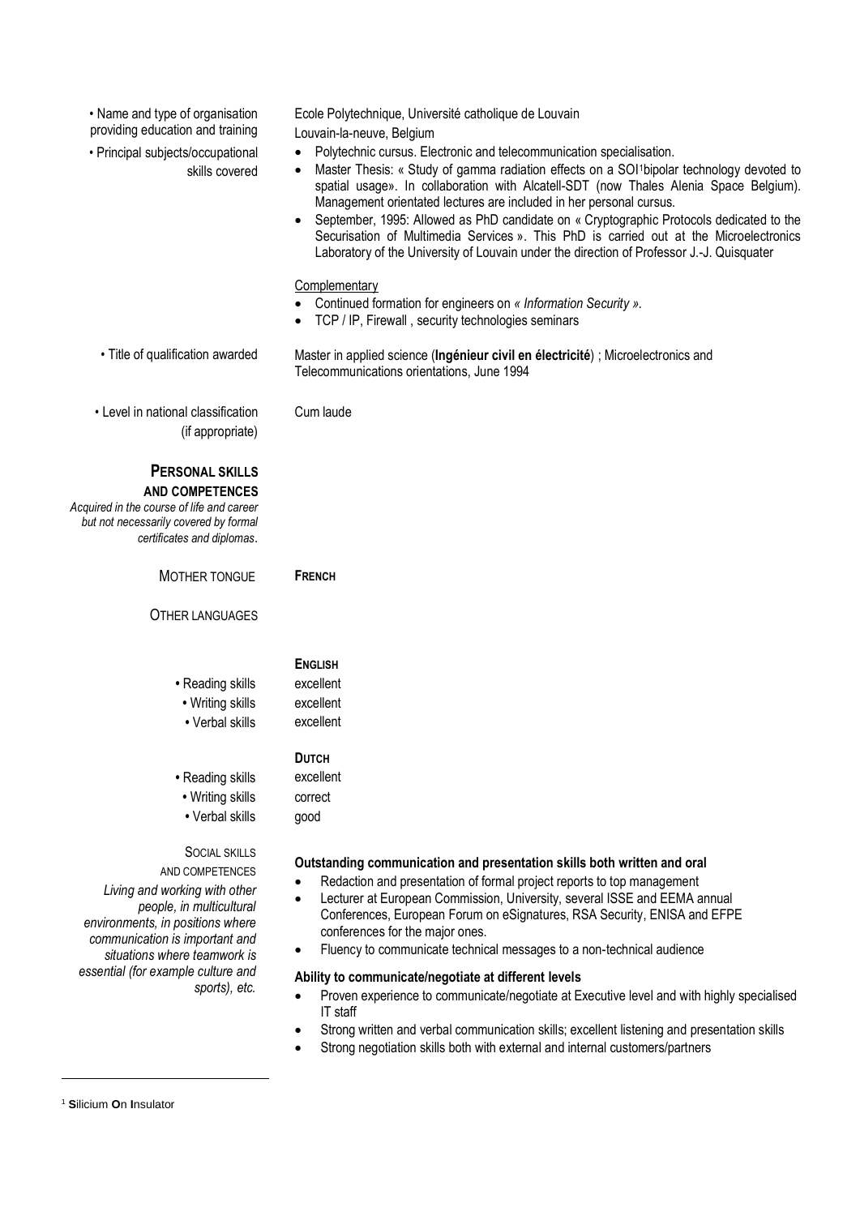| | |
|---|---|
| • Name and type of organisation providing education and training | Ecole Polytechnique, Université catholique de Louvain<br>Louvain-la-neuve, Belgium |
| • Principal subjects/occupational skills covered | • Polytechnic cursus. Electronic and telecommunication specialisation.<br>• Master Thesis: « Study of gamma radiation effects on a SOI[1]bipolar technology devoted to spatial usage». In collaboration with Alcatell-SDT (now Thales Alenia Space Belgium). Management orientated lectures are included in her personal cursus.<br>• September, 1995: Allowed as PhD candidate on « Cryptographic Protocols dedicated to the Securisation of Multimedia Services ». This PhD is carried out at the Microelectronics Laboratory of the University of Louvain under the direction of Professor J.-J. Quisquater<br><br>Complementary<br>• Continued formation for engineers on *« Information Security ».*<br>• TCP / IP, Firewall , security technologies seminars |
| • Title of qualification awarded | Master in applied science (**Ingénieur civil en électricité**) ; Microelectronics and Telecommunications orientations, June 1994 |
| • Level in national classification (if appropriate) | Cum laude |

## PERSONAL SKILLS AND COMPETENCES

*Acquired in the course of life and career but not necessarily covered by formal certificates and diplomas.*

| | |
|---|---|
| MOTHER TONGUE | **FRENCH** |
| OTHER LANGUAGES | |
| | **ENGLISH** |
| • Reading skills | excellent |
| • Writing skills | excellent |
| • Verbal skills | excellent |
| | **DUTCH** |
| • Reading skills | excellent |
| • Writing skills | correct |
| • Verbal skills | good |

SOCIAL SKILLS AND COMPETENCES

*Living and working with other people, in multicultural environments, in positions where communication is important and situations where teamwork is essential (for example culture and sports), etc.*

**Outstanding communication and presentation skills both written and oral**

- Redaction and presentation of formal project reports to top management
- Lecturer at European Commission, University, several ISSE and EEMA annual Conferences, European Forum on eSignatures, RSA Security, ENISA and EFPE conferences for the major ones.
- Fluency to communicate technical messages to a non-technical audience

**Ability to communicate/negotiate at different levels**

- Proven experience to communicate/negotiate at Executive level and with highly specialised IT staff
- Strong written and verbal communication skills; excellent listening and presentation skills
- Strong negotiation skills both with external and internal customers/partners

---

[1] **S**ilicium **O**n **I**nsulator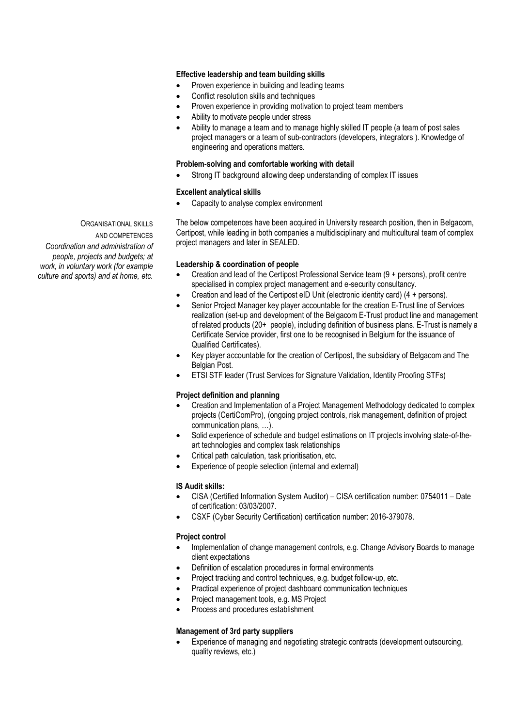**Effective leadership and team building skills**

- Proven experience in building and leading teams
- Conflict resolution skills and techniques
- Proven experience in providing motivation to project team members
- Ability to motivate people under stress
- Ability to manage a team and to manage highly skilled IT people (a team of post sales project managers or a team of sub-contractors (developers, integrators ). Knowledge of engineering and operations matters.

**Problem-solving and comfortable working with detail**

- Strong IT background allowing deep understanding of complex IT issues

**Excellent analytical skills**

- Capacity to analyse complex environment

ORGANISATIONAL SKILLS AND COMPETENCES

*Coordination and administration of people, projects and budgets; at work, in voluntary work (for example culture and sports) and at home, etc.*

The below competences have been acquired in University research position, then in Belgacom, Certipost, while leading in both companies a multidisciplinary and multicultural team of complex project managers and later in SEALED.

**Leadership & coordination of people**

- Creation and lead of the Certipost Professional Service team (9 + persons), profit centre specialised in complex project management and e-security consultancy.
- Creation and lead of the Certipost eID Unit (electronic identity card) (4 + persons).
- Senior Project Manager key player accountable for the creation E-Trust line of Services realization (set-up and development of the Belgacom E-Trust product line and management of related products (20+ people), including definition of business plans. E-Trust is namely a Certificate Service provider, first one to be recognised in Belgium for the issuance of Qualified Certificates).
- Key player accountable for the creation of Certipost, the subsidiary of Belgacom and The Belgian Post.
- ETSI STF leader (Trust Services for Signature Validation, Identity Proofing STFs)

**Project definition and planning**

- Creation and Implementation of a Project Management Methodology dedicated to complex projects (CertiComPro), (ongoing project controls, risk management, definition of project communication plans, …).
- Solid experience of schedule and budget estimations on IT projects involving state-of-the-art technologies and complex task relationships
- Critical path calculation, task prioritisation, etc.
- Experience of people selection (internal and external)

**IS Audit skills:**

- CISA (Certified Information System Auditor) – CISA certification number: 0754011 – Date of certification: 03/03/2007.
- CSXF (Cyber Security Certification) certification number: 2016-379078.

**Project control**

- Implementation of change management controls, e.g. Change Advisory Boards to manage client expectations
- Definition of escalation procedures in formal environments
- Project tracking and control techniques, e.g. budget follow-up, etc.
- Practical experience of project dashboard communication techniques
- Project management tools, e.g. MS Project
- Process and procedures establishment

**Management of 3rd party suppliers**

- Experience of managing and negotiating strategic contracts (development outsourcing, quality reviews, etc.)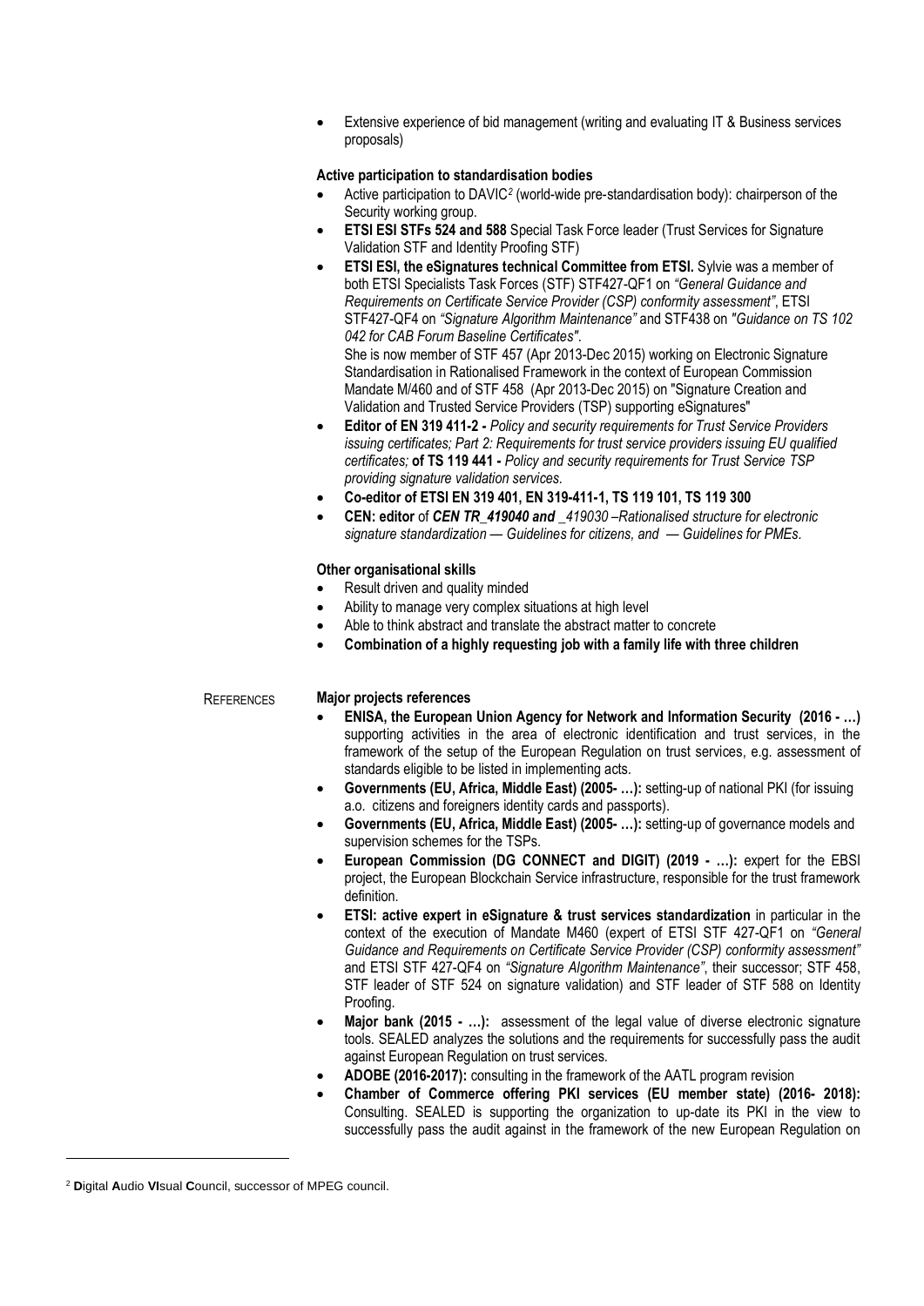- Extensive experience of bid management (writing and evaluating IT & Business services proposals)

**Active participation to standardisation bodies**

- Active participation to DAVIC[2] (world-wide pre-standardisation body): chairperson of the Security working group.
- **ETSI ESI STFs 524 and 588** Special Task Force leader (Trust Services for Signature Validation STF and Identity Proofing STF)
- **ETSI ESI, the eSignatures technical Committee from ETSI.** Sylvie was a member of both ETSI Specialists Task Forces (STF) STF427-QF1 on *"General Guidance and Requirements on Certificate Service Provider (CSP) conformity assessment"*, ETSI STF427-QF4 on *"Signature Algorithm Maintenance"* and STF438 on *"Guidance on TS 102 042 for CAB Forum Baseline Certificates"*.
  She is now member of STF 457 (Apr 2013-Dec 2015) working on Electronic Signature Standardisation in Rationalised Framework in the context of European Commission Mandate M/460 and of STF 458 (Apr 2013-Dec 2015) on "Signature Creation and Validation and Trusted Service Providers (TSP) supporting eSignatures"
- **Editor of EN 319 411-2 -** *Policy and security requirements for Trust Service Providers issuing certificates; Part 2: Requirements for trust service providers issuing EU qualified certificates;* **of TS 119 441 -** *Policy and security requirements for Trust Service TSP providing signature validation services.*
- **Co-editor of ETSI EN 319 401, EN 319-411-1, TS 119 101, TS 119 300**
- **CEN: editor** of ***CEN TR_419040 and*** *_419030 –Rationalised structure for electronic signature standardization — Guidelines for citizens, and — Guidelines for PMEs.*

**Other organisational skills**

- Result driven and quality minded
- Ability to manage very complex situations at high level
- Able to think abstract and translate the abstract matter to concrete
- **Combination of a highly requesting job with a family life with three children**

REFERENCES

**Major projects references**

- **ENISA, the European Union Agency for Network and Information Security (2016 - …)** supporting activities in the area of electronic identification and trust services, in the framework of the setup of the European Regulation on trust services, e.g. assessment of standards eligible to be listed in implementing acts.
- **Governments (EU, Africa, Middle East) (2005- …):** setting-up of national PKI (for issuing a.o. citizens and foreigners identity cards and passports).
- **Governments (EU, Africa, Middle East) (2005- …):** setting-up of governance models and supervision schemes for the TSPs.
- **European Commission (DG CONNECT and DIGIT) (2019 - …):** expert for the EBSI project, the European Blockchain Service infrastructure, responsible for the trust framework definition.
- **ETSI: active expert in eSignature & trust services standardization** in particular in the context of the execution of Mandate M460 (expert of ETSI STF 427-QF1 on *"General Guidance and Requirements on Certificate Service Provider (CSP) conformity assessment"* and ETSI STF 427-QF4 on *"Signature Algorithm Maintenance"*, their successor; STF 458, STF leader of STF 524 on signature validation) and STF leader of STF 588 on Identity Proofing.
- **Major bank (2015 - …):** assessment of the legal value of diverse electronic signature tools. SEALED analyzes the solutions and the requirements for successfully pass the audit against European Regulation on trust services.
- **ADOBE (2016-2017):** consulting in the framework of the AATL program revision
- **Chamber of Commerce offering PKI services (EU member state) (2016- 2018):** Consulting. SEALED is supporting the organization to up-date its PKI in the view to successfully pass the audit against in the framework of the new European Regulation on

[2] **D**igital **A**udio **VI**sual **C**ouncil, successor of MPEG council.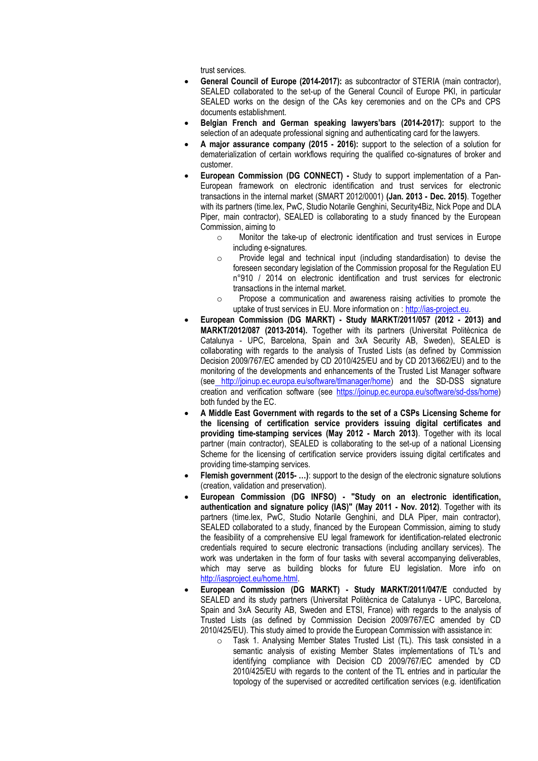trust services.

- **General Council of Europe (2014-2017):** as subcontractor of STERIA (main contractor), SEALED collaborated to the set-up of the General Council of Europe PKI, in particular SEALED works on the design of the CAs key ceremonies and on the CPs and CPS documents establishment.
- **Belgian French and German speaking lawyers'bars (2014-2017):** support to the selection of an adequate professional signing and authenticating card for the lawyers.
- **A major assurance company (2015 - 2016):** support to the selection of a solution for dematerialization of certain workflows requiring the qualified co-signatures of broker and customer.
- **European Commission (DG CONNECT) -** Study to support implementation of a Pan-European framework on electronic identification and trust services for electronic transactions in the internal market (SMART 2012/0001) **(Jan. 2013 - Dec. 2015)**. Together with its partners (time.lex, PwC, Studio Notarile Genghini, Security4Biz, Nick Pope and DLA Piper, main contractor), SEALED is collaborating to a study financed by the European Commission, aiming to
  - Monitor the take-up of electronic identification and trust services in Europe including e-signatures.
  - Provide legal and technical input (including standardisation) to devise the foreseen secondary legislation of the Commission proposal for the Regulation EU n°910 / 2014 on electronic identification and trust services for electronic transactions in the internal market.
  - Propose a communication and awareness raising activities to promote the uptake of trust services in EU. More information on : http://ias-project.eu.
- **European Commission (DG MARKT) - Study MARKT/2011/057 (2012 - 2013) and MARKT/2012/087 (2013-2014).** Together with its partners (Universitat Politècnica de Catalunya - UPC, Barcelona, Spain and 3xA Security AB, Sweden), SEALED is collaborating with regards to the analysis of Trusted Lists (as defined by Commission Decision 2009/767/EC amended by CD 2010/425/EU and by CD 2013/662/EU) and to the monitoring of the developments and enhancements of the Trusted List Manager software (see http://joinup.ec.europa.eu/software/tlmanager/home) and the SD-DSS signature creation and verification software (see https://joinup.ec.europa.eu/software/sd-dss/home) both funded by the EC.
- **A Middle East Government with regards to the set of a CSPs Licensing Scheme for the licensing of certification service providers issuing digital certificates and providing time-stamping services (May 2012 - March 2013)**. Together with its local partner (main contractor), SEALED is collaborating to the set-up of a national Licensing Scheme for the licensing of certification service providers issuing digital certificates and providing time-stamping services.
- **Flemish government (2015- …)**: support to the design of the electronic signature solutions (creation, validation and preservation).
- **European Commission (DG INFSO) - "Study on an electronic identification, authentication and signature policy (IAS)" (May 2011 - Nov. 2012)**. Together with its partners (time.lex, PwC, Studio Notarile Genghini, and DLA Piper, main contractor), SEALED collaborated to a study, financed by the European Commission, aiming to study the feasibility of a comprehensive EU legal framework for identification-related electronic credentials required to secure electronic transactions (including ancillary services). The work was undertaken in the form of four tasks with several accompanying deliverables, which may serve as building blocks for future EU legislation. More info on http://iasproject.eu/home.html.
- **European Commission (DG MARKT) - Study MARKT/2011/047/E** conducted by SEALED and its study partners (Universitat Politècnica de Catalunya - UPC, Barcelona, Spain and 3xA Security AB, Sweden and ETSI, France) with regards to the analysis of Trusted Lists (as defined by Commission Decision 2009/767/EC amended by CD 2010/425/EU). This study aimed to provide the European Commission with assistance in:
  - Task 1. Analysing Member States Trusted List (TL). This task consisted in a semantic analysis of existing Member States implementations of TL's and identifying compliance with Decision CD 2009/767/EC amended by CD 2010/425/EU with regards to the content of the TL entries and in particular the topology of the supervised or accredited certification services (e.g. identification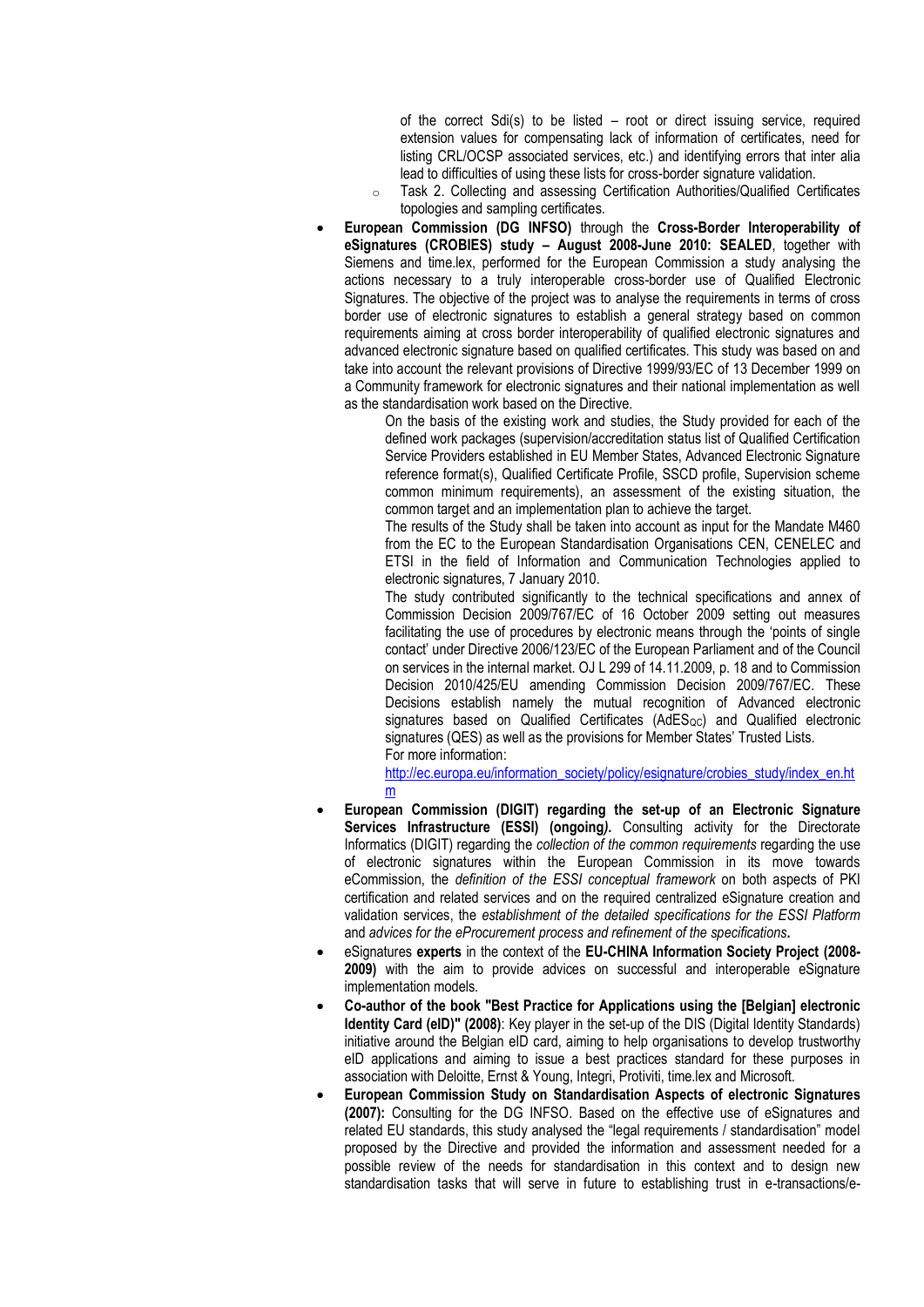of the correct Sdi(s) to be listed – root or direct issuing service, required extension values for compensating lack of information of certificates, need for listing CRL/OCSP associated services, etc.) and identifying errors that inter alia lead to difficulties of using these lists for cross-border signature validation.

  - Task 2. Collecting and assessing Certification Authorities/Qualified Certificates topologies and sampling certificates.

- **European Commission (DG INFSO)** through the **Cross-Border Interoperability of eSignatures (CROBIES) study – August 2008-June 2010: SEALED**, together with Siemens and time.lex, performed for the European Commission a study analysing the actions necessary to a truly interoperable cross-border use of Qualified Electronic Signatures. The objective of the project was to analyse the requirements in terms of cross border use of electronic signatures to establish a general strategy based on common requirements aiming at cross border interoperability of qualified electronic signatures and advanced electronic signature based on qualified certificates. This study was based on and take into account the relevant provisions of Directive 1999/93/EC of 13 December 1999 on a Community framework for electronic signatures and their national implementation as well as the standardisation work based on the Directive.

  On the basis of the existing work and studies, the Study provided for each of the defined work packages (supervision/accreditation status list of Qualified Certification Service Providers established in EU Member States, Advanced Electronic Signature reference format(s), Qualified Certificate Profile, SSCD profile, Supervision scheme common minimum requirements), an assessment of the existing situation, the common target and an implementation plan to achieve the target.

  The results of the Study shall be taken into account as input for the Mandate M460 from the EC to the European Standardisation Organisations CEN, CENELEC and ETSI in the field of Information and Communication Technologies applied to electronic signatures, 7 January 2010.

  The study contributed significantly to the technical specifications and annex of Commission Decision 2009/767/EC of 16 October 2009 setting out measures facilitating the use of procedures by electronic means through the 'points of single contact' under Directive 2006/123/EC of the European Parliament and of the Council on services in the internal market. OJ L 299 of 14.11.2009, p. 18 and to Commission Decision 2010/425/EU amending Commission Decision 2009/767/EC. These Decisions establish namely the mutual recognition of Advanced electronic signatures based on Qualified Certificates ($AdES_{QC}$) and Qualified electronic signatures (QES) as well as the provisions for Member States' Trusted Lists.

  For more information:

  http://ec.europa.eu/information_society/policy/esignature/crobies_study/index_en.htm

- **European Commission (DIGIT) regarding the set-up of an Electronic Signature Services Infrastructure (ESSI) (ongoing)***.* Consulting activity for the Directorate Informatics (DIGIT) regarding the *collection of the common requirements* regarding the use of electronic signatures within the European Commission in its move towards eCommission, the *definition of the ESSI conceptual framework* on both aspects of PKI certification and related services and on the required centralized eSignature creation and validation services, the *establishment of the detailed specifications for the ESSI Platform* and *advices for the eProcurement process and refinement of the specifications***.**

- eSignatures **experts** in the context of the **EU-CHINA Information Society Project (2008-2009)** with the aim to provide advices on successful and interoperable eSignature implementation models.

- **Co-author of the book "Best Practice for Applications using the [Belgian] electronic Identity Card (eID)" (2008)**: Key player in the set-up of the DIS (Digital Identity Standards) initiative around the Belgian eID card, aiming to help organisations to develop trustworthy eID applications and aiming to issue a best practices standard for these purposes in association with Deloitte, Ernst & Young, Integri, Protiviti, time.lex and Microsoft.

- **European Commission Study on Standardisation Aspects of electronic Signatures (2007):** Consulting for the DG INFSO. Based on the effective use of eSignatures and related EU standards, this study analysed the "legal requirements / standardisation" model proposed by the Directive and provided the information and assessment needed for a possible review of the needs for standardisation in this context and to design new standardisation tasks that will serve in future to establishing trust in e-transactions/e-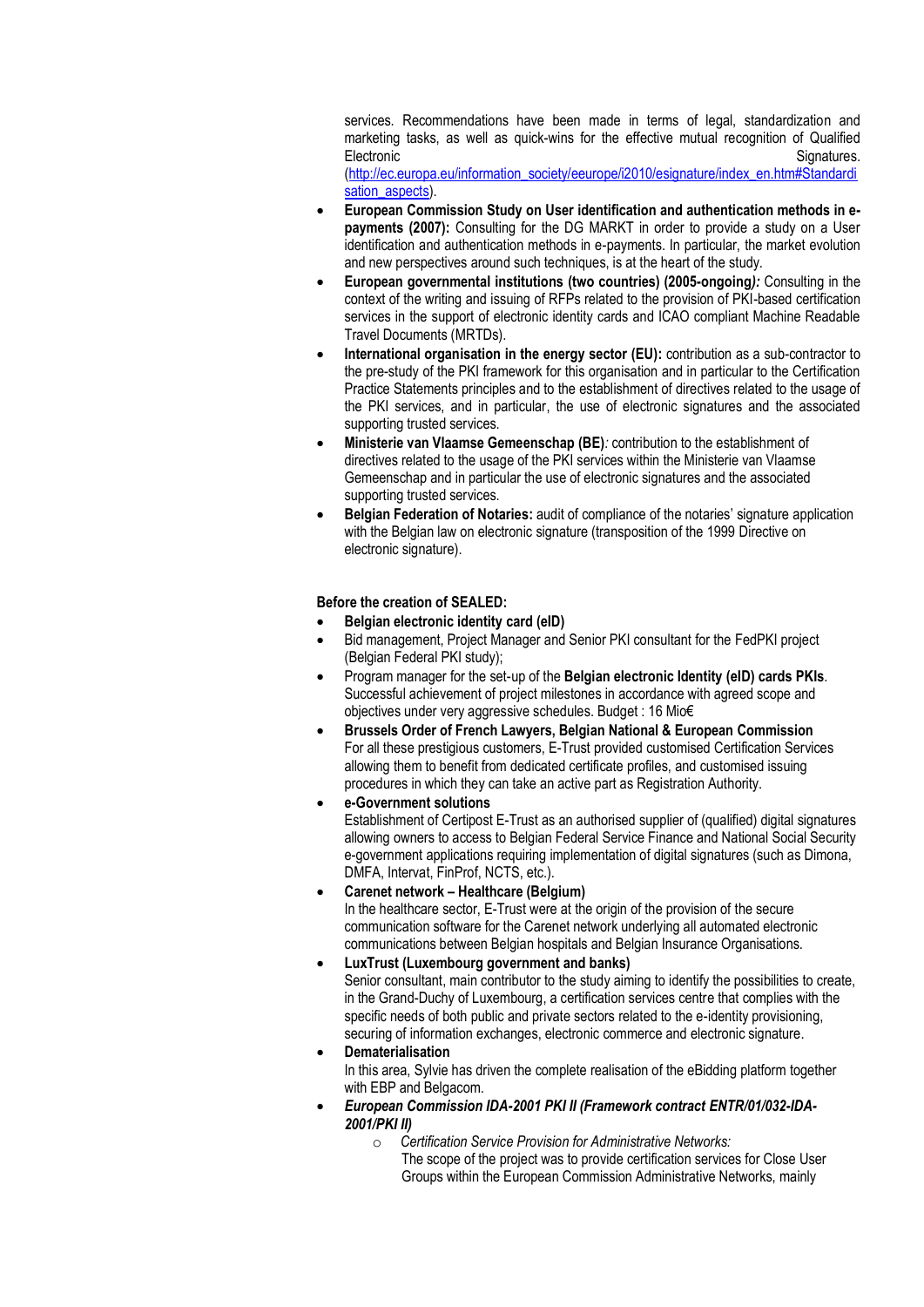services. Recommendations have been made in terms of legal, standardization and marketing tasks, as well as quick-wins for the effective mutual recognition of Qualified Electronic Signatures. (http://ec.europa.eu/information_society/eeurope/i2010/esignature/index_en.htm#Standardisation_aspects).

- **European Commission Study on User identification and authentication methods in e-payments (2007):** Consulting for the DG MARKT in order to provide a study on a User identification and authentication methods in e-payments. In particular, the market evolution and new perspectives around such techniques, is at the heart of the study.
- **European governmental institutions (two countries) (2005-ongoing)*:*** Consulting in the context of the writing and issuing of RFPs related to the provision of PKI-based certification services in the support of electronic identity cards and ICAO compliant Machine Readable Travel Documents (MRTDs).
- **International organisation in the energy sector (EU):** contribution as a sub-contractor to the pre-study of the PKI framework for this organisation and in particular to the Certification Practice Statements principles and to the establishment of directives related to the usage of the PKI services, and in particular, the use of electronic signatures and the associated supporting trusted services.
- **Ministerie van Vlaamse Gemeenschap (BE)***:* contribution to the establishment of directives related to the usage of the PKI services within the Ministerie van Vlaamse Gemeenschap and in particular the use of electronic signatures and the associated supporting trusted services.
- **Belgian Federation of Notaries:** audit of compliance of the notaries' signature application with the Belgian law on electronic signature (transposition of the 1999 Directive on electronic signature).

**Before the creation of SEALED:**

- **Belgian electronic identity card (eID)**
- Bid management, Project Manager and Senior PKI consultant for the FedPKI project (Belgian Federal PKI study);
- Program manager for the set-up of the **Belgian electronic Identity (eID) cards PKIs**. Successful achievement of project milestones in accordance with agreed scope and objectives under very aggressive schedules. Budget : 16 Mio€
- **Brussels Order of French Lawyers, Belgian National & European Commission**
  For all these prestigious customers, E-Trust provided customised Certification Services allowing them to benefit from dedicated certificate profiles, and customised issuing procedures in which they can take an active part as Registration Authority.
- **e-Government solutions**
  Establishment of Certipost E-Trust as an authorised supplier of (qualified) digital signatures allowing owners to access to Belgian Federal Service Finance and National Social Security e-government applications requiring implementation of digital signatures (such as Dimona, DMFA, Intervat, FinProf, NCTS, etc.).
- **Carenet network – Healthcare (Belgium)**
  In the healthcare sector, E-Trust were at the origin of the provision of the secure communication software for the Carenet network underlying all automated electronic communications between Belgian hospitals and Belgian Insurance Organisations.
- **LuxTrust (Luxembourg government and banks)**
  Senior consultant, main contributor to the study aiming to identify the possibilities to create, in the Grand-Duchy of Luxembourg, a certification services centre that complies with the specific needs of both public and private sectors related to the e-identity provisioning, securing of information exchanges, electronic commerce and electronic signature.
- **Dematerialisation**
  In this area, Sylvie has driven the complete realisation of the eBidding platform together with EBP and Belgacom.
- ***European Commission IDA-2001 PKI II (Framework contract ENTR/01/032-IDA-2001/PKI II)***
  - *Certification Service Provision for Administrative Networks:*
    The scope of the project was to provide certification services for Close User Groups within the European Commission Administrative Networks, mainly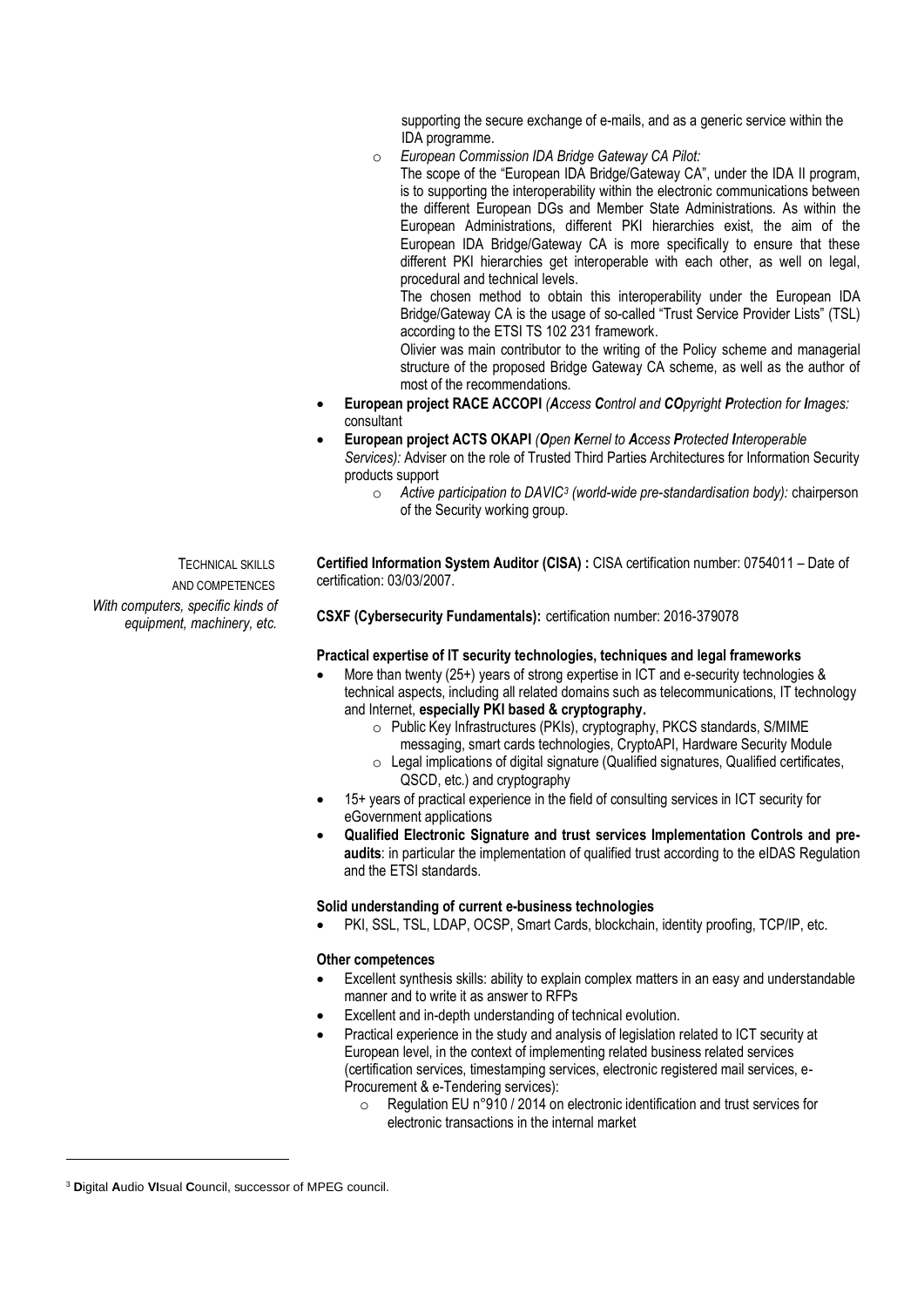supporting the secure exchange of e-mails, and as a generic service within the IDA programme.

- *European Commission IDA Bridge Gateway CA Pilot:*
  
  The scope of the "European IDA Bridge/Gateway CA", under the IDA II program, is to supporting the interoperability within the electronic communications between the different European DGs and Member State Administrations. As within the European Administrations, different PKI hierarchies exist, the aim of the European IDA Bridge/Gateway CA is more specifically to ensure that these different PKI hierarchies get interoperable with each other, as well on legal, procedural and technical levels.
  
  The chosen method to obtain this interoperability under the European IDA Bridge/Gateway CA is the usage of so-called "Trust Service Provider Lists" (TSL) according to the ETSI TS 102 231 framework.
  
  Olivier was main contributor to the writing of the Policy scheme and managerial structure of the proposed Bridge Gateway CA scheme, as well as the author of most of the recommendations.

- **European project RACE ACCOPI** *(**A**ccess **C**ontrol and **CO**pyright **P**rotection for **I**mages:* consultant
- **European project ACTS OKAPI** *(**O**pen **K**ernel to **A**ccess **P**rotected **I**nteroperable Services):* Adviser on the role of Trusted Third Parties Architectures for Information Security products support
  - *Active participation to DAVIC[3] (world-wide pre-standardisation body):* chairperson of the Security working group.

TECHNICAL SKILLS AND COMPETENCES
*With computers, specific kinds of equipment, machinery, etc.*

**Certified Information System Auditor (CISA) :** CISA certification number: 0754011 – Date of certification: 03/03/2007.

**CSXF (Cybersecurity Fundamentals):** certification number: 2016-379078

**Practical expertise of IT security technologies, techniques and legal frameworks**

- More than twenty (25+) years of strong expertise in ICT and e-security technologies & technical aspects, including all related domains such as telecommunications, IT technology and Internet, **especially PKI based & cryptography.**
  - Public Key Infrastructures (PKIs), cryptography, PKCS standards, S/MIME messaging, smart cards technologies, CryptoAPI, Hardware Security Module
  - Legal implications of digital signature (Qualified signatures, Qualified certificates, QSCD, etc.) and cryptography
- 15+ years of practical experience in the field of consulting services in ICT security for eGovernment applications
- **Qualified Electronic Signature and trust services Implementation Controls and pre-audits**: in particular the implementation of qualified trust according to the eIDAS Regulation and the ETSI standards.

**Solid understanding of current e-business technologies**

- PKI, SSL, TSL, LDAP, OCSP, Smart Cards, blockchain, identity proofing, TCP/IP, etc.

**Other competences**

- Excellent synthesis skills: ability to explain complex matters in an easy and understandable manner and to write it as answer to RFPs
- Excellent and in-depth understanding of technical evolution.
- Practical experience in the study and analysis of legislation related to ICT security at European level, in the context of implementing related business related services (certification services, timestamping services, electronic registered mail services, e-Procurement & e-Tendering services):
  - Regulation EU n°910 / 2014 on electronic identification and trust services for electronic transactions in the internal market

[3] **D**igital **A**udio **VI**sual **C**ouncil, successor of MPEG council.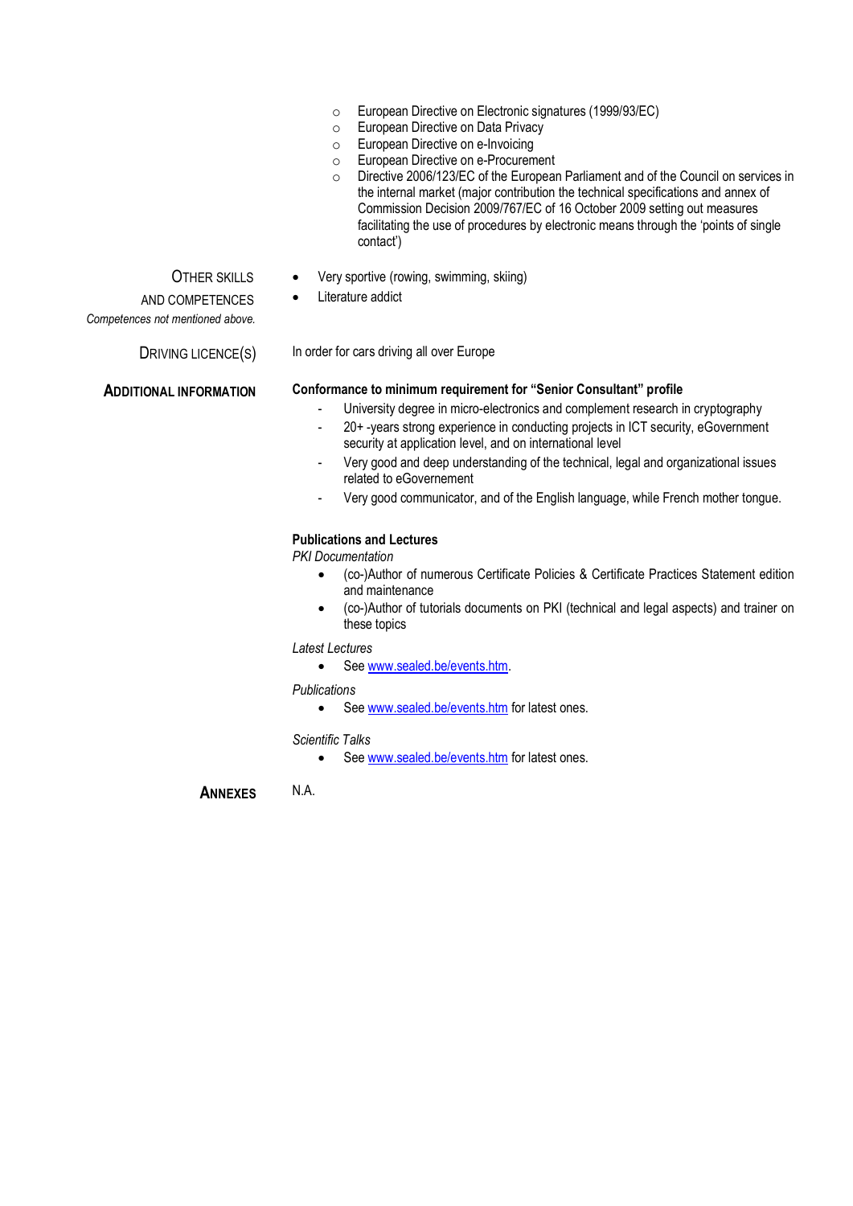- European Directive on Electronic signatures (1999/93/EC)
- European Directive on Data Privacy
- European Directive on e-Invoicing
- European Directive on e-Procurement
- Directive 2006/123/EC of the European Parliament and of the Council on services in the internal market (major contribution the technical specifications and annex of Commission Decision 2009/767/EC of 16 October 2009 setting out measures facilitating the use of procedures by electronic means through the 'points of single contact')

**OTHER SKILLS AND COMPETENCES**
*Competences not mentioned above.*

- Very sportive (rowing, swimming, skiing)
- Literature addict

**DRIVING LICENCE(S)**

In order for cars driving all over Europe

## ADDITIONAL INFORMATION

**Conformance to minimum requirement for "Senior Consultant" profile**

- University degree in micro-electronics and complement research in cryptography
- 20+ -years strong experience in conducting projects in ICT security, eGovernment security at application level, and on international level
- Very good and deep understanding of the technical, legal and organizational issues related to eGovernement
- Very good communicator, and of the English language, while French mother tongue.

**Publications and Lectures**

*PKI Documentation*

- (co-)Author of numerous Certificate Policies & Certificate Practices Statement edition and maintenance
- (co-)Author of tutorials documents on PKI (technical and legal aspects) and trainer on these topics

*Latest Lectures*

- See www.sealed.be/events.htm.

*Publications*

- See www.sealed.be/events.htm for latest ones.

*Scientific Talks*

- See www.sealed.be/events.htm for latest ones.

## ANNEXES

N.A.